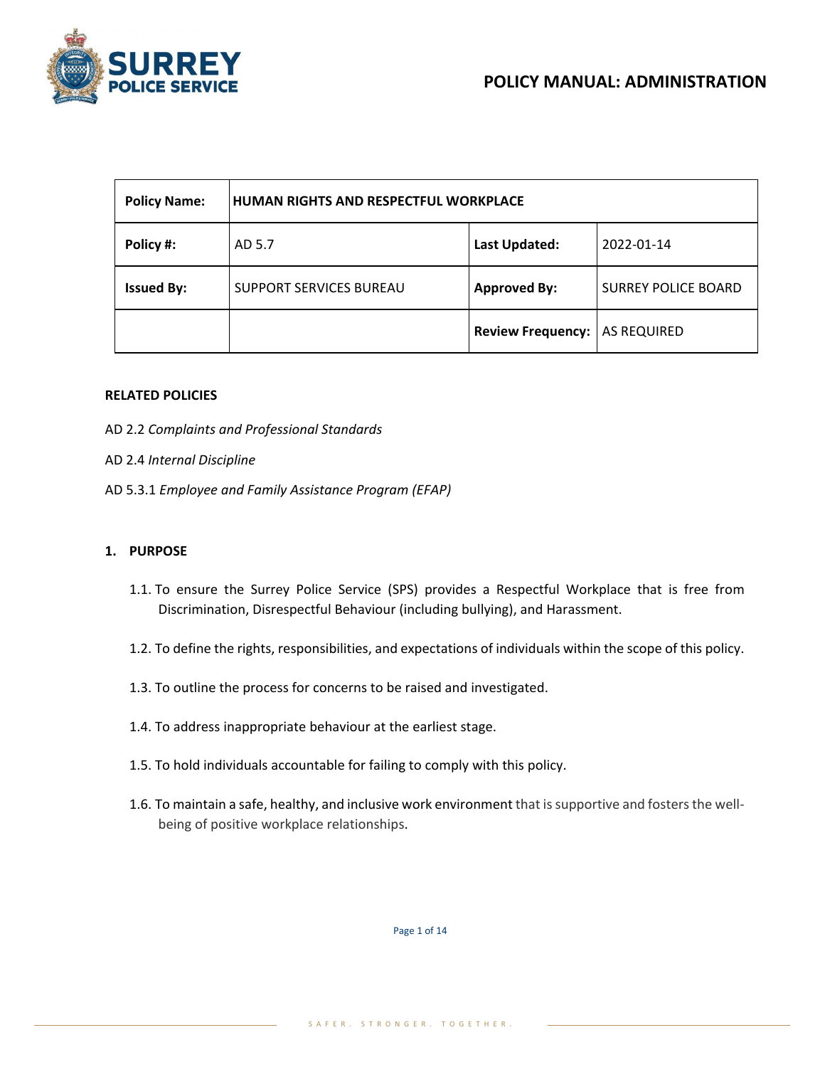# POLICY MANUAL: ADMINISTRATION

| **Policy Name:** | **HUMAN RIGHTS AND RESPECTFUL WORKPLACE** | | |
|---|---|---|---|
| **Policy #:** | AD 5.7 | **Last Updated:** | 2022-01-14 |
| **Issued By:** | SUPPORT SERVICES BUREAU | **Approved By:** | SURREY POLICE BOARD |
| | | **Review Frequency:** | AS REQUIRED |

**RELATED POLICIES**

AD 2.2 *Complaints and Professional Standards*

AD 2.4 *Internal Discipline*

AD 5.3.1 *Employee and Family Assistance Program (EFAP)*

## 1. PURPOSE

1.1. To ensure the Surrey Police Service (SPS) provides a Respectful Workplace that is free from Discrimination, Disrespectful Behaviour (including bullying), and Harassment.

1.2. To define the rights, responsibilities, and expectations of individuals within the scope of this policy.

1.3. To outline the process for concerns to be raised and investigated.

1.4. To address inappropriate behaviour at the earliest stage.

1.5. To hold individuals accountable for failing to comply with this policy.

1.6. To maintain a safe, healthy, and inclusive work environment that is supportive and fosters the well-being of positive workplace relationships.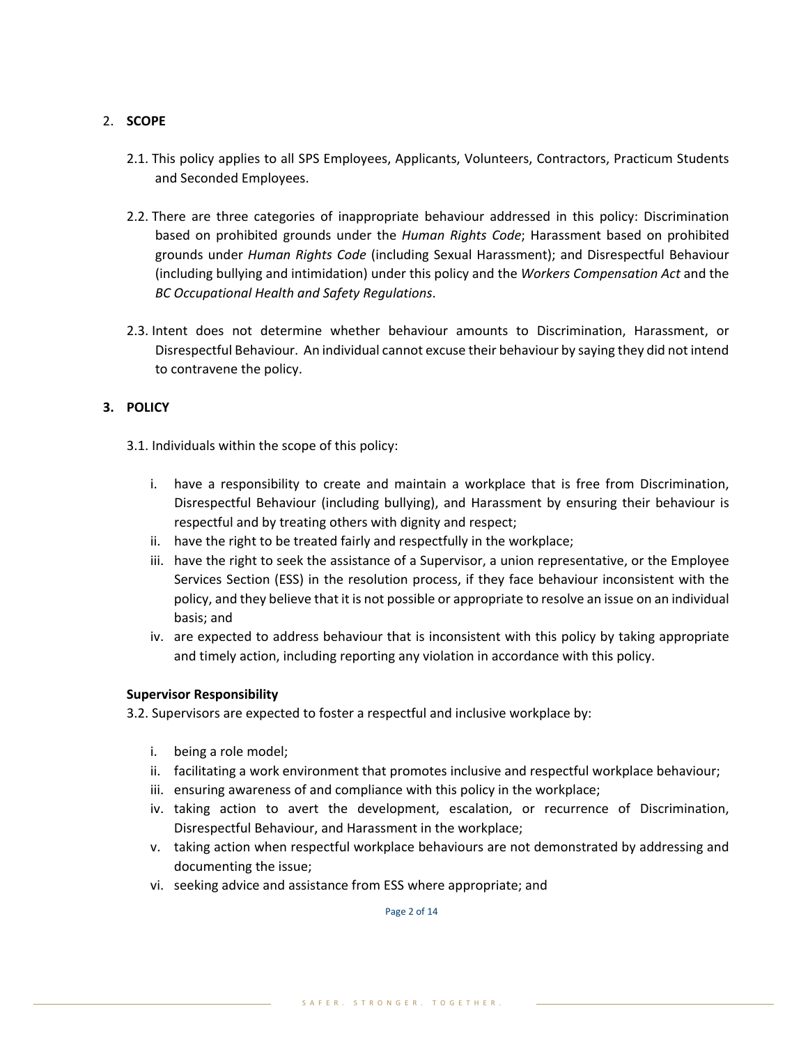## 2. **SCOPE**

2.1. This policy applies to all SPS Employees, Applicants, Volunteers, Contractors, Practicum Students and Seconded Employees.

2.2. There are three categories of inappropriate behaviour addressed in this policy: Discrimination based on prohibited grounds under the *Human Rights Code*; Harassment based on prohibited grounds under *Human Rights Code* (including Sexual Harassment); and Disrespectful Behaviour (including bullying and intimidation) under this policy and the *Workers Compensation Act* and the *BC Occupational Health and Safety Regulations*.

2.3. Intent does not determine whether behaviour amounts to Discrimination, Harassment, or Disrespectful Behaviour. An individual cannot excuse their behaviour by saying they did not intend to contravene the policy.

## **3. POLICY**

3.1. Individuals within the scope of this policy:

i. have a responsibility to create and maintain a workplace that is free from Discrimination, Disrespectful Behaviour (including bullying), and Harassment by ensuring their behaviour is respectful and by treating others with dignity and respect;
ii. have the right to be treated fairly and respectfully in the workplace;
iii. have the right to seek the assistance of a Supervisor, a union representative, or the Employee Services Section (ESS) in the resolution process, if they face behaviour inconsistent with the policy, and they believe that it is not possible or appropriate to resolve an issue on an individual basis; and
iv. are expected to address behaviour that is inconsistent with this policy by taking appropriate and timely action, including reporting any violation in accordance with this policy.

**Supervisor Responsibility**

3.2. Supervisors are expected to foster a respectful and inclusive workplace by:

i. being a role model;
ii. facilitating a work environment that promotes inclusive and respectful workplace behaviour;
iii. ensuring awareness of and compliance with this policy in the workplace;
iv. taking action to avert the development, escalation, or recurrence of Discrimination, Disrespectful Behaviour, and Harassment in the workplace;
v. taking action when respectful workplace behaviours are not demonstrated by addressing and documenting the issue;
vi. seeking advice and assistance from ESS where appropriate; and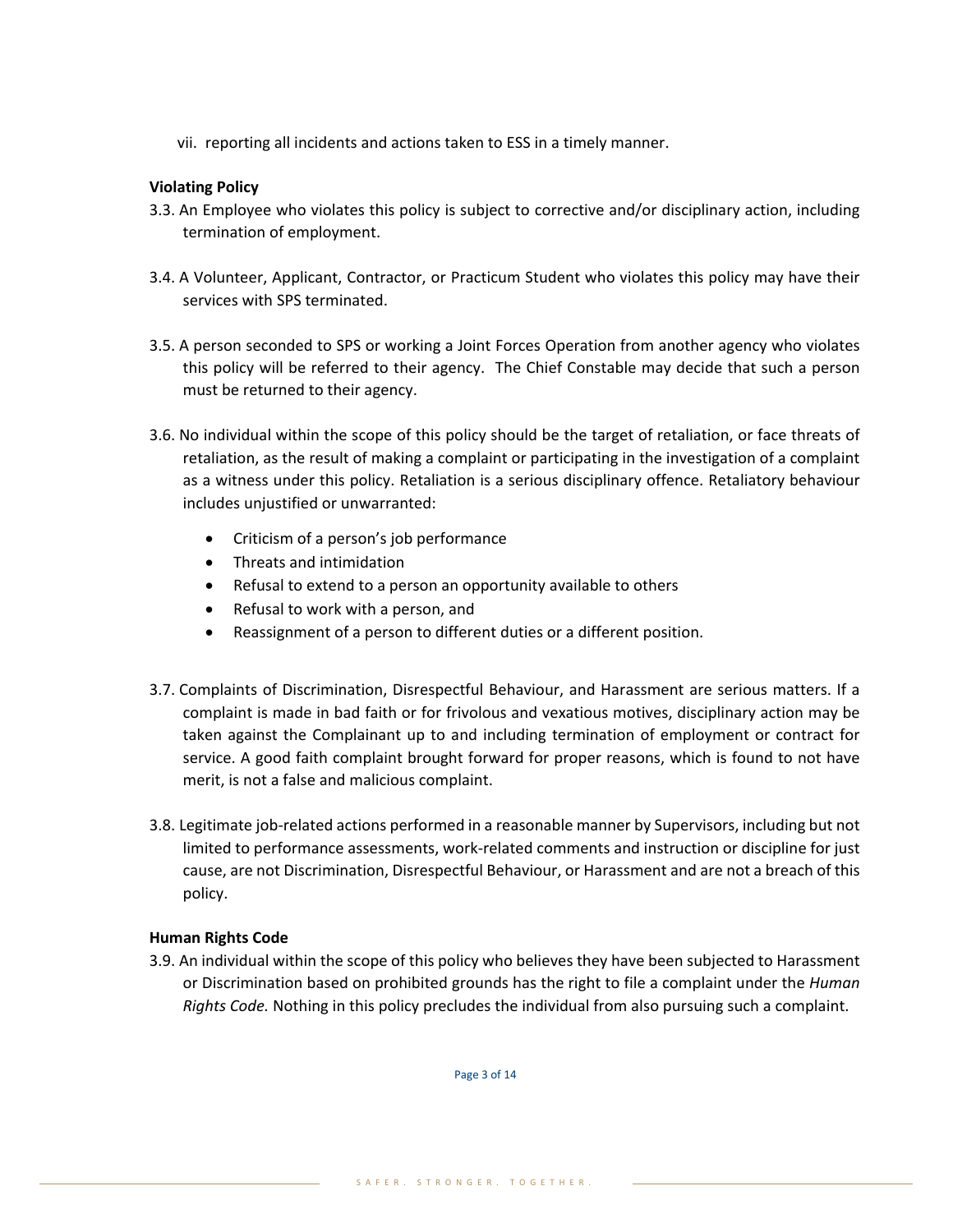vii. reporting all incidents and actions taken to ESS in a timely manner.

**Violating Policy**

3.3. An Employee who violates this policy is subject to corrective and/or disciplinary action, including termination of employment.

3.4. A Volunteer, Applicant, Contractor, or Practicum Student who violates this policy may have their services with SPS terminated.

3.5. A person seconded to SPS or working a Joint Forces Operation from another agency who violates this policy will be referred to their agency. The Chief Constable may decide that such a person must be returned to their agency.

3.6. No individual within the scope of this policy should be the target of retaliation, or face threats of retaliation, as the result of making a complaint or participating in the investigation of a complaint as a witness under this policy. Retaliation is a serious disciplinary offence. Retaliatory behaviour includes unjustified or unwarranted:

- Criticism of a person's job performance
- Threats and intimidation
- Refusal to extend to a person an opportunity available to others
- Refusal to work with a person, and
- Reassignment of a person to different duties or a different position.

3.7. Complaints of Discrimination, Disrespectful Behaviour, and Harassment are serious matters. If a complaint is made in bad faith or for frivolous and vexatious motives, disciplinary action may be taken against the Complainant up to and including termination of employment or contract for service. A good faith complaint brought forward for proper reasons, which is found to not have merit, is not a false and malicious complaint.

3.8. Legitimate job-related actions performed in a reasonable manner by Supervisors, including but not limited to performance assessments, work-related comments and instruction or discipline for just cause, are not Discrimination, Disrespectful Behaviour, or Harassment and are not a breach of this policy.

**Human Rights Code**

3.9. An individual within the scope of this policy who believes they have been subjected to Harassment or Discrimination based on prohibited grounds has the right to file a complaint under the *Human Rights Code.* Nothing in this policy precludes the individual from also pursuing such a complaint.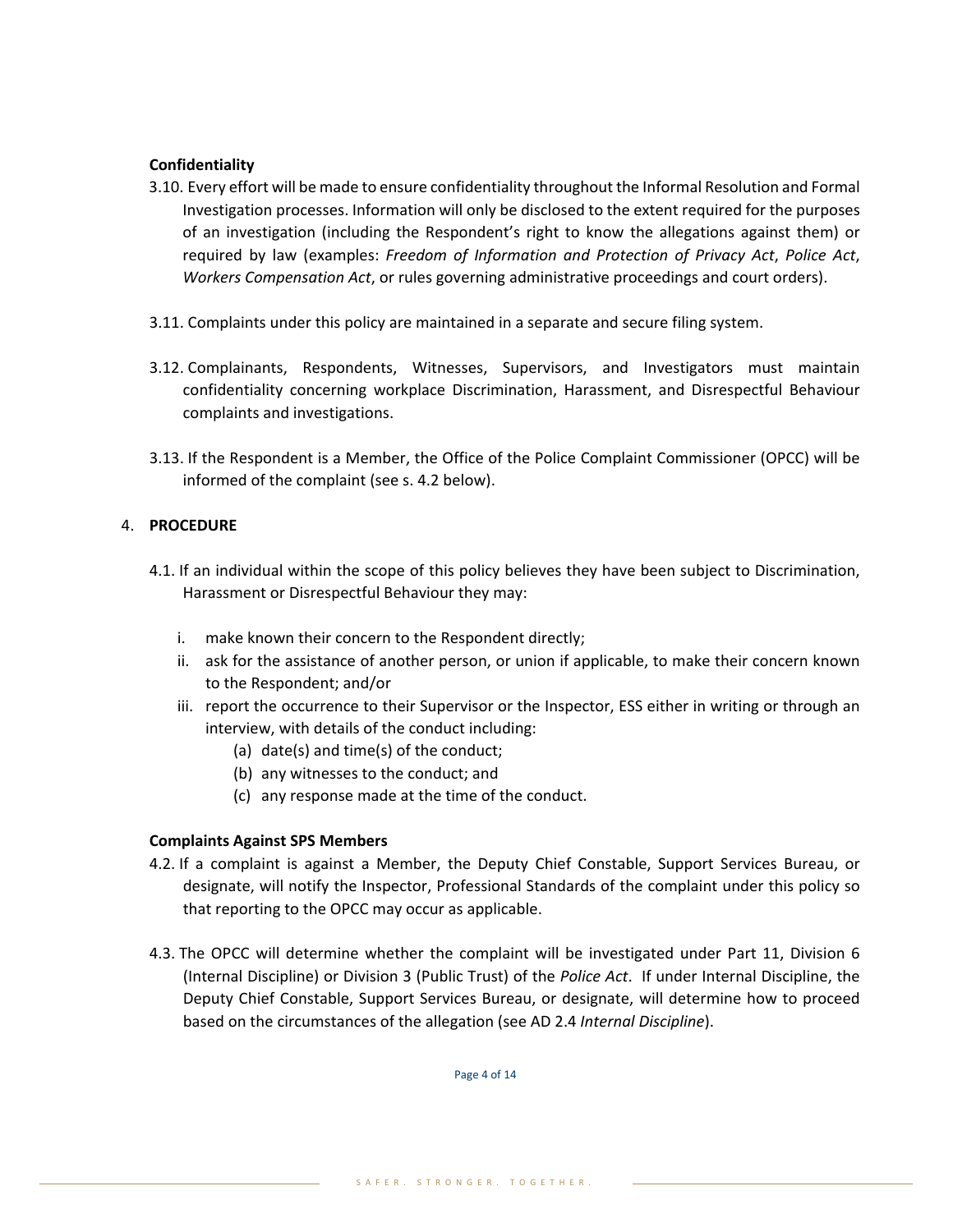**Confidentiality**

3.10. Every effort will be made to ensure confidentiality throughout the Informal Resolution and Formal Investigation processes. Information will only be disclosed to the extent required for the purposes of an investigation (including the Respondent's right to know the allegations against them) or required by law (examples: *Freedom of Information and Protection of Privacy Act*, *Police Act*, *Workers Compensation Act*, or rules governing administrative proceedings and court orders).

3.11. Complaints under this policy are maintained in a separate and secure filing system.

3.12. Complainants, Respondents, Witnesses, Supervisors, and Investigators must maintain confidentiality concerning workplace Discrimination, Harassment, and Disrespectful Behaviour complaints and investigations.

3.13. If the Respondent is a Member, the Office of the Police Complaint Commissioner (OPCC) will be informed of the complaint (see s. 4.2 below).

## 4. **PROCEDURE**

4.1. If an individual within the scope of this policy believes they have been subject to Discrimination, Harassment or Disrespectful Behaviour they may:

i. make known their concern to the Respondent directly;

ii. ask for the assistance of another person, or union if applicable, to make their concern known to the Respondent; and/or

iii. report the occurrence to their Supervisor or the Inspector, ESS either in writing or through an interview, with details of the conduct including:

   (a) date(s) and time(s) of the conduct;

   (b) any witnesses to the conduct; and

   (c) any response made at the time of the conduct.

**Complaints Against SPS Members**

4.2. If a complaint is against a Member, the Deputy Chief Constable, Support Services Bureau, or designate, will notify the Inspector, Professional Standards of the complaint under this policy so that reporting to the OPCC may occur as applicable.

4.3. The OPCC will determine whether the complaint will be investigated under Part 11, Division 6 (Internal Discipline) or Division 3 (Public Trust) of the *Police Act*. If under Internal Discipline, the Deputy Chief Constable, Support Services Bureau, or designate, will determine how to proceed based on the circumstances of the allegation (see AD 2.4 *Internal Discipline*).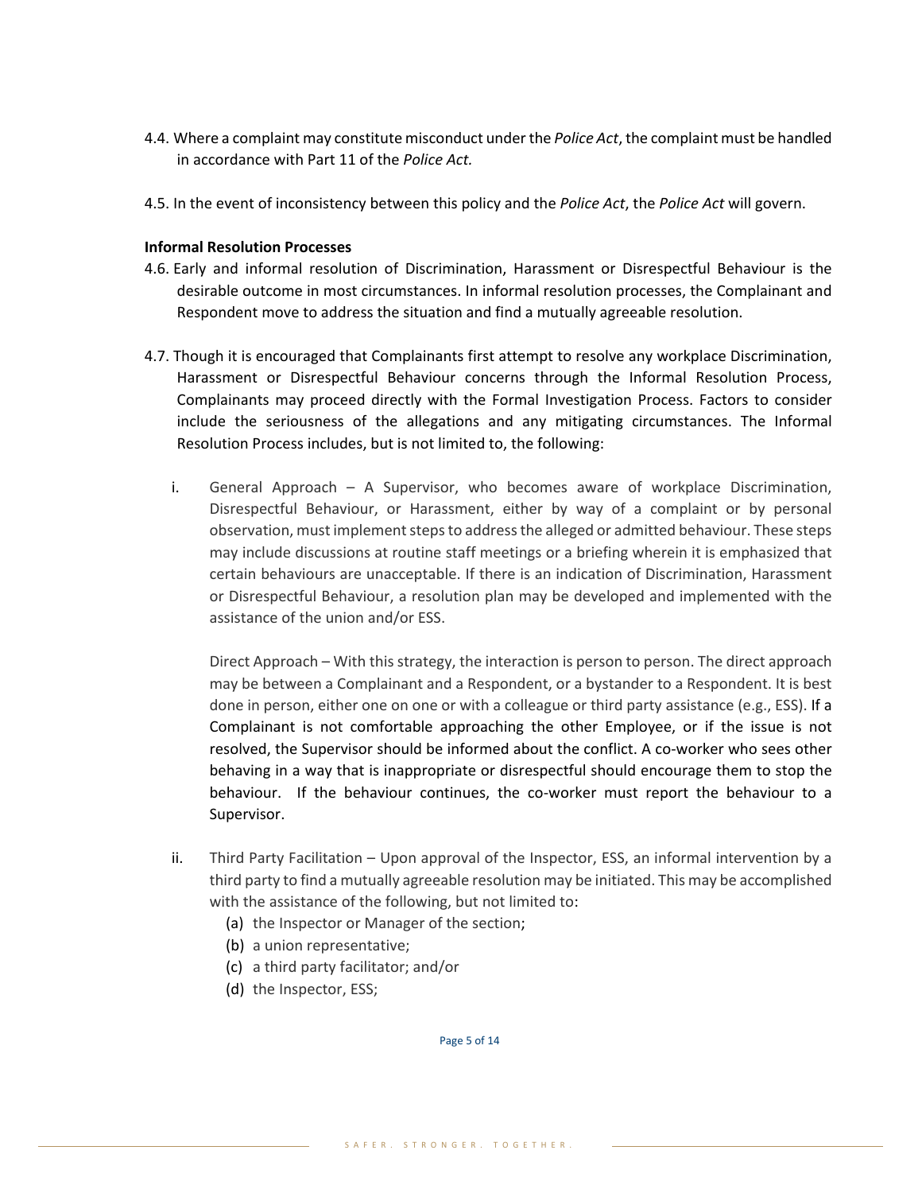4.4. Where a complaint may constitute misconduct under the *Police Act*, the complaint must be handled in accordance with Part 11 of the *Police Act.*

4.5. In the event of inconsistency between this policy and the *Police Act*, the *Police Act* will govern.

**Informal Resolution Processes**

4.6. Early and informal resolution of Discrimination, Harassment or Disrespectful Behaviour is the desirable outcome in most circumstances. In informal resolution processes, the Complainant and Respondent move to address the situation and find a mutually agreeable resolution.

4.7. Though it is encouraged that Complainants first attempt to resolve any workplace Discrimination, Harassment or Disrespectful Behaviour concerns through the Informal Resolution Process, Complainants may proceed directly with the Formal Investigation Process. Factors to consider include the seriousness of the allegations and any mitigating circumstances. The Informal Resolution Process includes, but is not limited to, the following:

i. General Approach – A Supervisor, who becomes aware of workplace Discrimination, Disrespectful Behaviour, or Harassment, either by way of a complaint or by personal observation, must implement steps to address the alleged or admitted behaviour. These steps may include discussions at routine staff meetings or a briefing wherein it is emphasized that certain behaviours are unacceptable. If there is an indication of Discrimination, Harassment or Disrespectful Behaviour, a resolution plan may be developed and implemented with the assistance of the union and/or ESS.

   Direct Approach – With this strategy, the interaction is person to person. The direct approach may be between a Complainant and a Respondent, or a bystander to a Respondent. It is best done in person, either one on one or with a colleague or third party assistance (e.g., ESS). If a Complainant is not comfortable approaching the other Employee, or if the issue is not resolved, the Supervisor should be informed about the conflict. A co-worker who sees other behaving in a way that is inappropriate or disrespectful should encourage them to stop the behaviour. If the behaviour continues, the co-worker must report the behaviour to a Supervisor.

ii. Third Party Facilitation – Upon approval of the Inspector, ESS, an informal intervention by a third party to find a mutually agreeable resolution may be initiated. This may be accomplished with the assistance of the following, but not limited to:
   (a) the Inspector or Manager of the section;
   (b) a union representative;
   (c) a third party facilitator; and/or
   (d) the Inspector, ESS;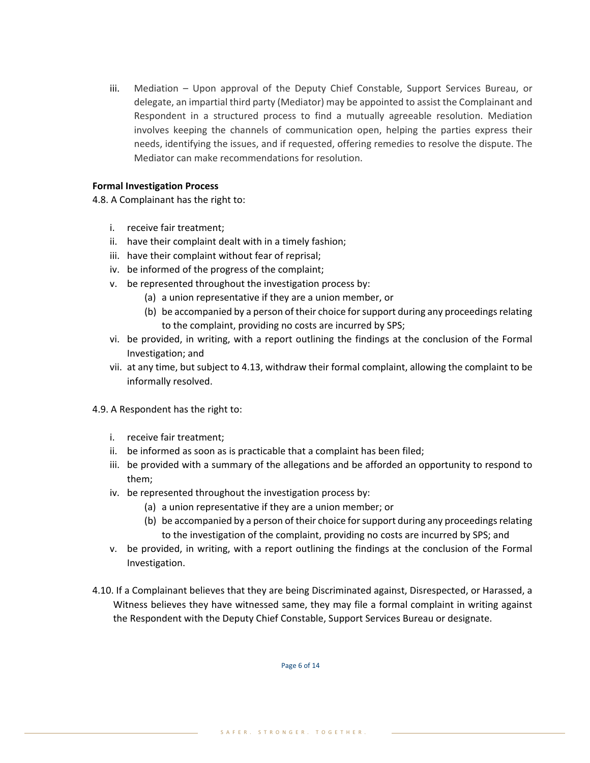iii. Mediation – Upon approval of the Deputy Chief Constable, Support Services Bureau, or delegate, an impartial third party (Mediator) may be appointed to assist the Complainant and Respondent in a structured process to find a mutually agreeable resolution. Mediation involves keeping the channels of communication open, helping the parties express their needs, identifying the issues, and if requested, offering remedies to resolve the dispute. The Mediator can make recommendations for resolution.

**Formal Investigation Process**

4.8. A Complainant has the right to:

i. receive fair treatment;
ii. have their complaint dealt with in a timely fashion;
iii. have their complaint without fear of reprisal;
iv. be informed of the progress of the complaint;
v. be represented throughout the investigation process by:
    (a) a union representative if they are a union member, or
    (b) be accompanied by a person of their choice for support during any proceedings relating to the complaint, providing no costs are incurred by SPS;
vi. be provided, in writing, with a report outlining the findings at the conclusion of the Formal Investigation; and
vii. at any time, but subject to 4.13, withdraw their formal complaint, allowing the complaint to be informally resolved.

4.9. A Respondent has the right to:

i. receive fair treatment;
ii. be informed as soon as is practicable that a complaint has been filed;
iii. be provided with a summary of the allegations and be afforded an opportunity to respond to them;
iv. be represented throughout the investigation process by:
    (a) a union representative if they are a union member; or
    (b) be accompanied by a person of their choice for support during any proceedings relating to the investigation of the complaint, providing no costs are incurred by SPS; and
v. be provided, in writing, with a report outlining the findings at the conclusion of the Formal Investigation.

4.10. If a Complainant believes that they are being Discriminated against, Disrespected, or Harassed, a Witness believes they have witnessed same, they may file a formal complaint in writing against the Respondent with the Deputy Chief Constable, Support Services Bureau or designate.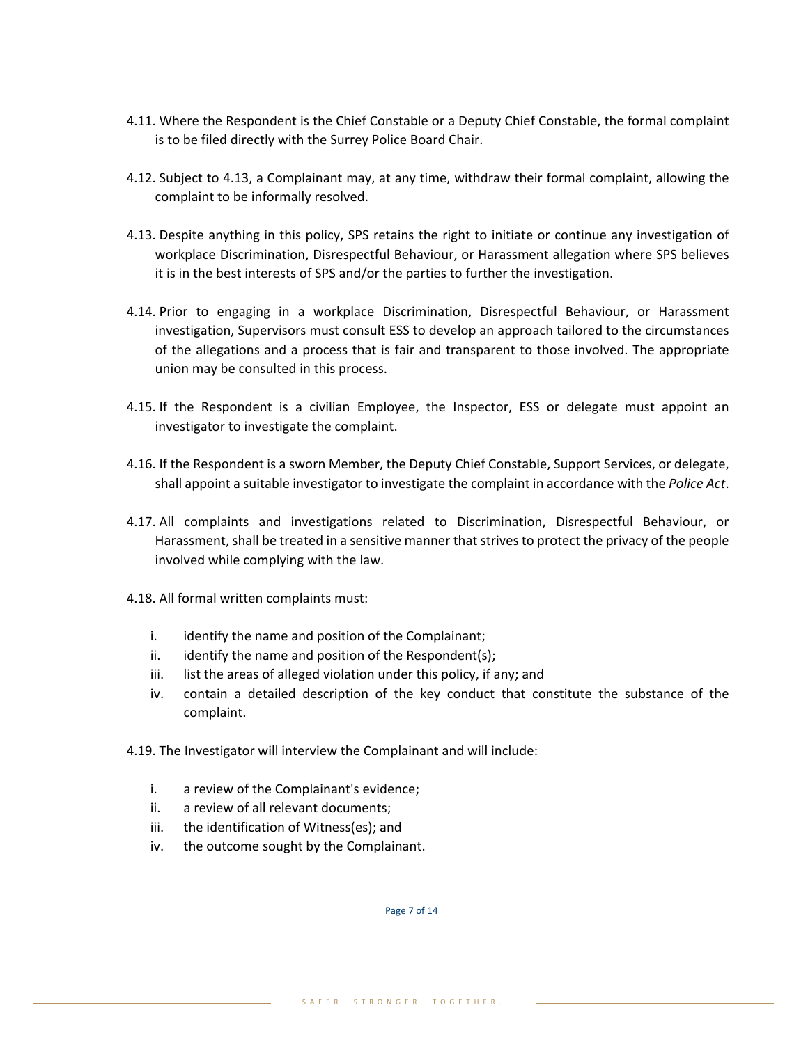4.11. Where the Respondent is the Chief Constable or a Deputy Chief Constable, the formal complaint is to be filed directly with the Surrey Police Board Chair.

4.12. Subject to 4.13, a Complainant may, at any time, withdraw their formal complaint, allowing the complaint to be informally resolved.

4.13. Despite anything in this policy, SPS retains the right to initiate or continue any investigation of workplace Discrimination, Disrespectful Behaviour, or Harassment allegation where SPS believes it is in the best interests of SPS and/or the parties to further the investigation.

4.14. Prior to engaging in a workplace Discrimination, Disrespectful Behaviour, or Harassment investigation, Supervisors must consult ESS to develop an approach tailored to the circumstances of the allegations and a process that is fair and transparent to those involved. The appropriate union may be consulted in this process.

4.15. If the Respondent is a civilian Employee, the Inspector, ESS or delegate must appoint an investigator to investigate the complaint.

4.16. If the Respondent is a sworn Member, the Deputy Chief Constable, Support Services, or delegate, shall appoint a suitable investigator to investigate the complaint in accordance with the *Police Act*.

4.17. All complaints and investigations related to Discrimination, Disrespectful Behaviour, or Harassment, shall be treated in a sensitive manner that strives to protect the privacy of the people involved while complying with the law.

4.18. All formal written complaints must:

i. identify the name and position of the Complainant;
ii. identify the name and position of the Respondent(s);
iii. list the areas of alleged violation under this policy, if any; and
iv. contain a detailed description of the key conduct that constitute the substance of the complaint.

4.19. The Investigator will interview the Complainant and will include:

i. a review of the Complainant's evidence;
ii. a review of all relevant documents;
iii. the identification of Witness(es); and
iv. the outcome sought by the Complainant.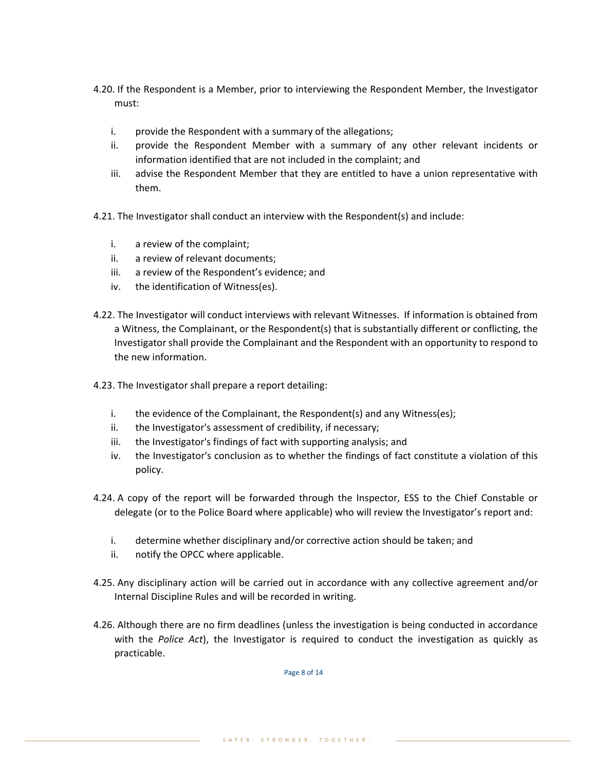4.20. If the Respondent is a Member, prior to interviewing the Respondent Member, the Investigator must:

   i. provide the Respondent with a summary of the allegations;
   ii. provide the Respondent Member with a summary of any other relevant incidents or information identified that are not included in the complaint; and
   iii. advise the Respondent Member that they are entitled to have a union representative with them.

4.21. The Investigator shall conduct an interview with the Respondent(s) and include:

   i. a review of the complaint;
   ii. a review of relevant documents;
   iii. a review of the Respondent's evidence; and
   iv. the identification of Witness(es).

4.22. The Investigator will conduct interviews with relevant Witnesses. If information is obtained from a Witness, the Complainant, or the Respondent(s) that is substantially different or conflicting, the Investigator shall provide the Complainant and the Respondent with an opportunity to respond to the new information.

4.23. The Investigator shall prepare a report detailing:

   i. the evidence of the Complainant, the Respondent(s) and any Witness(es);
   ii. the Investigator's assessment of credibility, if necessary;
   iii. the Investigator's findings of fact with supporting analysis; and
   iv. the Investigator's conclusion as to whether the findings of fact constitute a violation of this policy.

4.24. A copy of the report will be forwarded through the Inspector, ESS to the Chief Constable or delegate (or to the Police Board where applicable) who will review the Investigator's report and:

   i. determine whether disciplinary and/or corrective action should be taken; and
   ii. notify the OPCC where applicable.

4.25. Any disciplinary action will be carried out in accordance with any collective agreement and/or Internal Discipline Rules and will be recorded in writing.

4.26. Although there are no firm deadlines (unless the investigation is being conducted in accordance with the *Police Act*), the Investigator is required to conduct the investigation as quickly as practicable.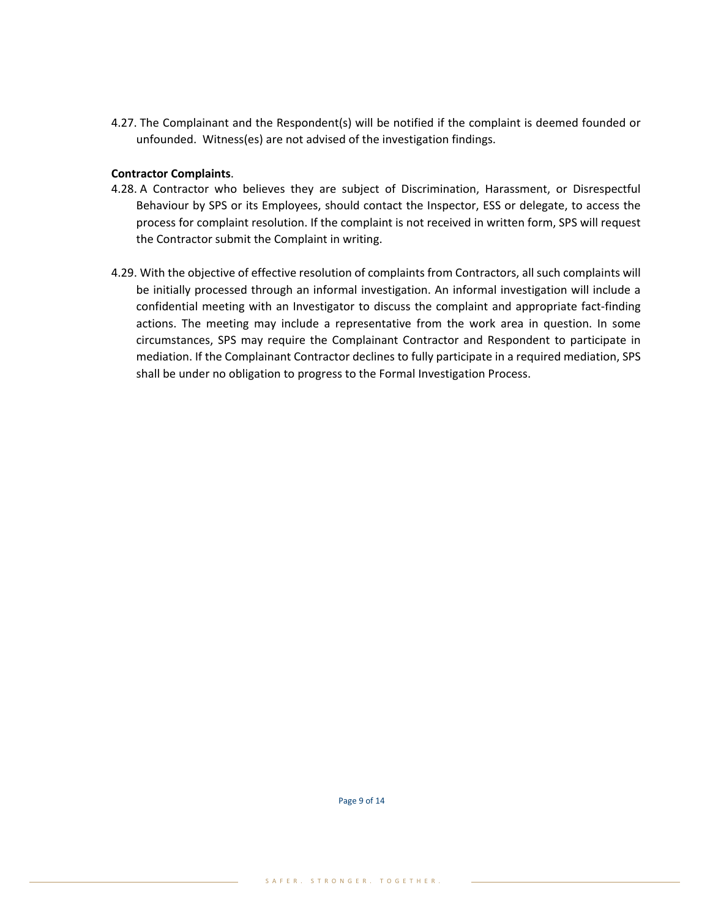4.27. The Complainant and the Respondent(s) will be notified if the complaint is deemed founded or unfounded. Witness(es) are not advised of the investigation findings.

**Contractor Complaints**.

4.28. A Contractor who believes they are subject of Discrimination, Harassment, or Disrespectful Behaviour by SPS or its Employees, should contact the Inspector, ESS or delegate, to access the process for complaint resolution. If the complaint is not received in written form, SPS will request the Contractor submit the Complaint in writing.

4.29. With the objective of effective resolution of complaints from Contractors, all such complaints will be initially processed through an informal investigation. An informal investigation will include a confidential meeting with an Investigator to discuss the complaint and appropriate fact-finding actions. The meeting may include a representative from the work area in question. In some circumstances, SPS may require the Complainant Contractor and Respondent to participate in mediation. If the Complainant Contractor declines to fully participate in a required mediation, SPS shall be under no obligation to progress to the Formal Investigation Process.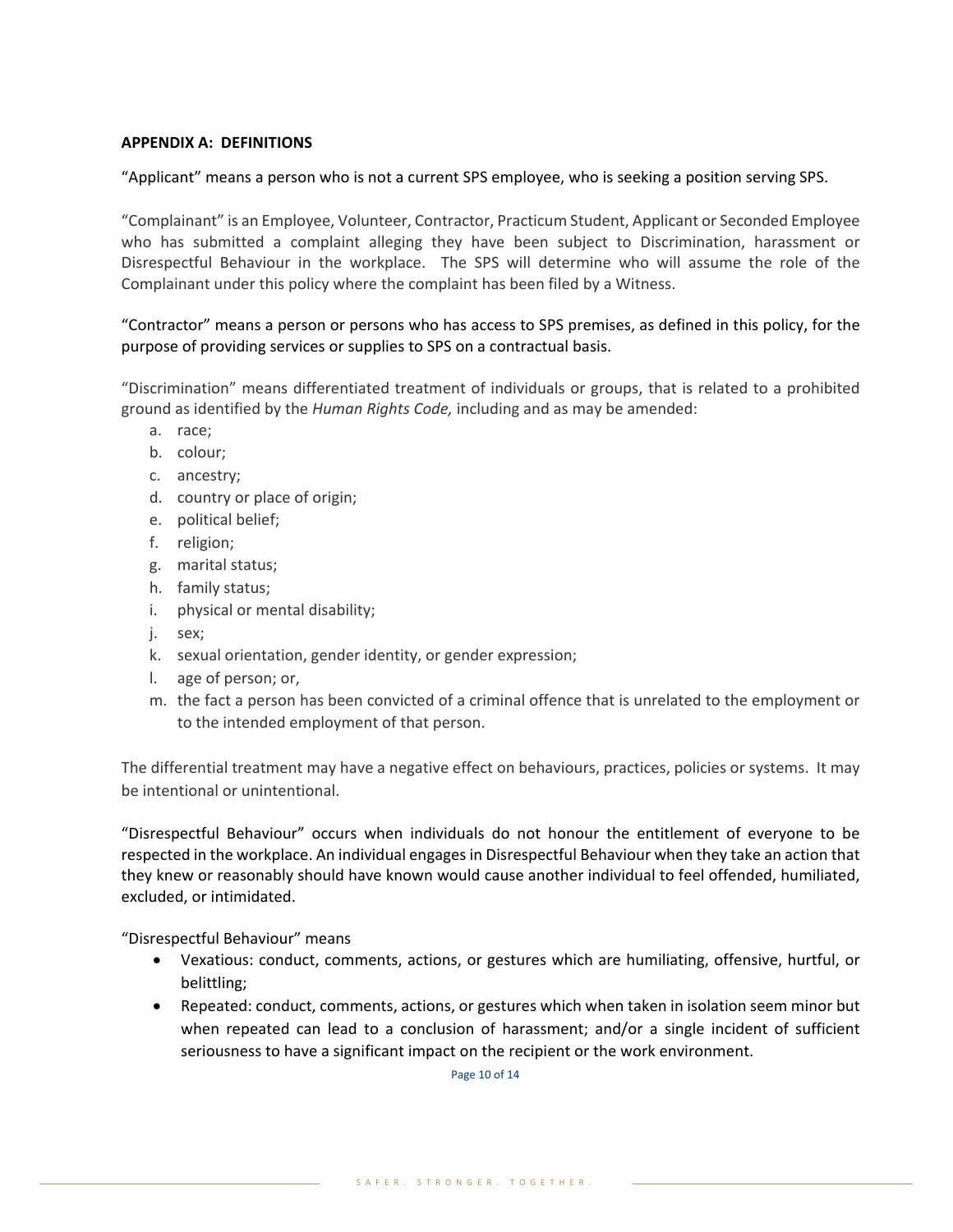**APPENDIX A: DEFINITIONS**

"Applicant" means a person who is not a current SPS employee, who is seeking a position serving SPS.

"Complainant" is an Employee, Volunteer, Contractor, Practicum Student, Applicant or Seconded Employee who has submitted a complaint alleging they have been subject to Discrimination, harassment or Disrespectful Behaviour in the workplace. The SPS will determine who will assume the role of the Complainant under this policy where the complaint has been filed by a Witness.

"Contractor" means a person or persons who has access to SPS premises, as defined in this policy, for the purpose of providing services or supplies to SPS on a contractual basis.

"Discrimination" means differentiated treatment of individuals or groups, that is related to a prohibited ground as identified by the *Human Rights Code,* including and as may be amended:

a. race;
b. colour;
c. ancestry;
d. country or place of origin;
e. political belief;
f. religion;
g. marital status;
h. family status;
i. physical or mental disability;
j. sex;
k. sexual orientation, gender identity, or gender expression;
l. age of person; or,
m. the fact a person has been convicted of a criminal offence that is unrelated to the employment or to the intended employment of that person.

The differential treatment may have a negative effect on behaviours, practices, policies or systems. It may be intentional or unintentional.

"Disrespectful Behaviour" occurs when individuals do not honour the entitlement of everyone to be respected in the workplace. An individual engages in Disrespectful Behaviour when they take an action that they knew or reasonably should have known would cause another individual to feel offended, humiliated, excluded, or intimidated.

"Disrespectful Behaviour" means

- Vexatious: conduct, comments, actions, or gestures which are humiliating, offensive, hurtful, or belittling;
- Repeated: conduct, comments, actions, or gestures which when taken in isolation seem minor but when repeated can lead to a conclusion of harassment; and/or a single incident of sufficient seriousness to have a significant impact on the recipient or the work environment.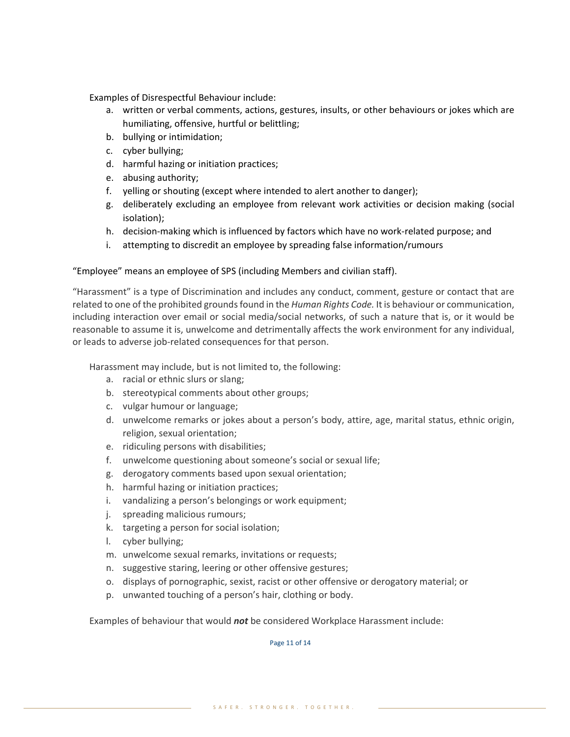Examples of Disrespectful Behaviour include:

a. written or verbal comments, actions, gestures, insults, or other behaviours or jokes which are humiliating, offensive, hurtful or belittling;
b. bullying or intimidation;
c. cyber bullying;
d. harmful hazing or initiation practices;
e. abusing authority;
f. yelling or shouting (except where intended to alert another to danger);
g. deliberately excluding an employee from relevant work activities or decision making (social isolation);
h. decision-making which is influenced by factors which have no work-related purpose; and
i. attempting to discredit an employee by spreading false information/rumours

"Employee" means an employee of SPS (including Members and civilian staff).

"Harassment" is a type of Discrimination and includes any conduct, comment, gesture or contact that are related to one of the prohibited grounds found in the *Human Rights Code.* It is behaviour or communication, including interaction over email or social media/social networks, of such a nature that is, or it would be reasonable to assume it is, unwelcome and detrimentally affects the work environment for any individual, or leads to adverse job-related consequences for that person.

Harassment may include, but is not limited to, the following:

a. racial or ethnic slurs or slang;
b. stereotypical comments about other groups;
c. vulgar humour or language;
d. unwelcome remarks or jokes about a person's body, attire, age, marital status, ethnic origin, religion, sexual orientation;
e. ridiculing persons with disabilities;
f. unwelcome questioning about someone's social or sexual life;
g. derogatory comments based upon sexual orientation;
h. harmful hazing or initiation practices;
i. vandalizing a person's belongings or work equipment;
j. spreading malicious rumours;
k. targeting a person for social isolation;
l. cyber bullying;
m. unwelcome sexual remarks, invitations or requests;
n. suggestive staring, leering or other offensive gestures;
o. displays of pornographic, sexist, racist or other offensive or derogatory material; or
p. unwanted touching of a person's hair, clothing or body.

Examples of behaviour that would ***not*** be considered Workplace Harassment include: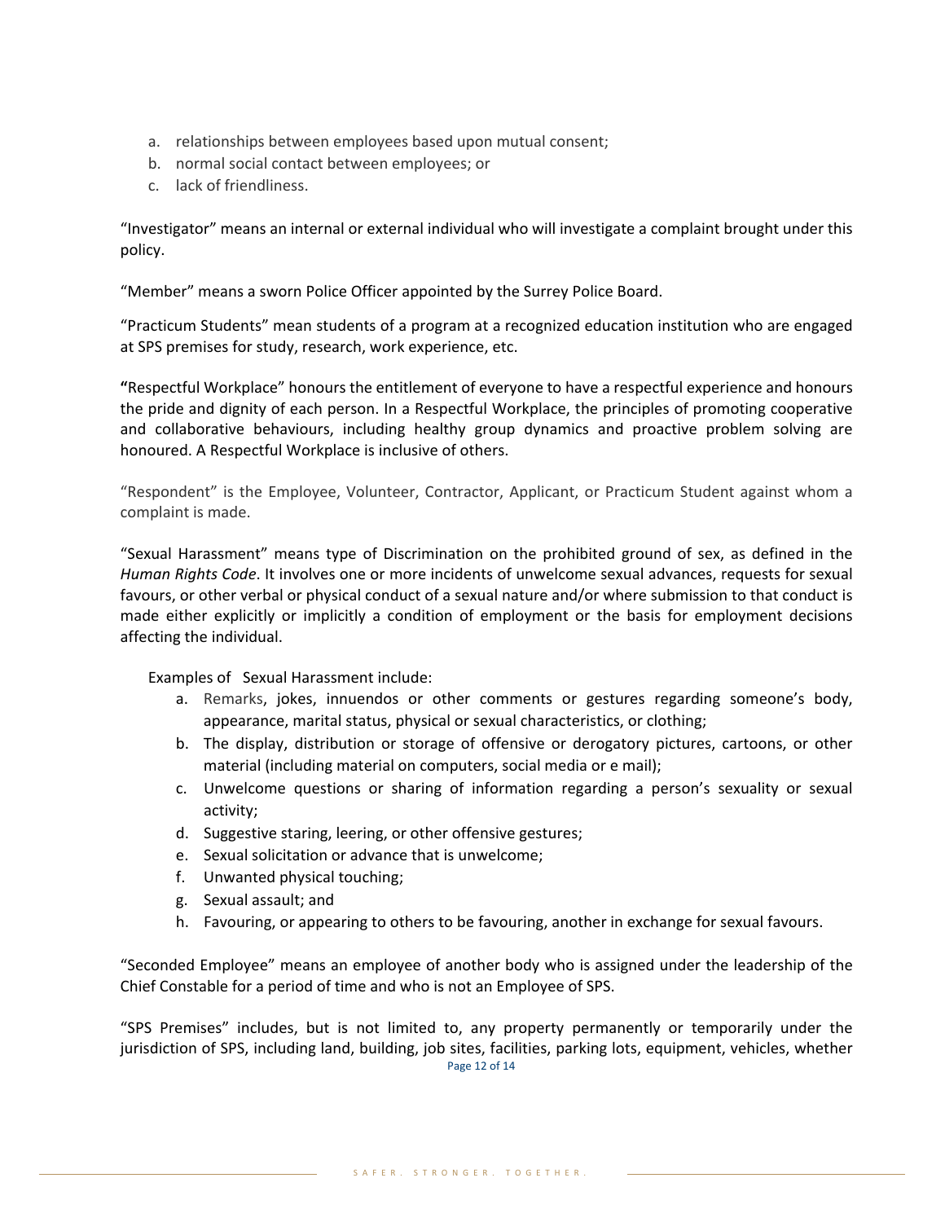a. relationships between employees based upon mutual consent;
b. normal social contact between employees; or
c. lack of friendliness.

"Investigator" means an internal or external individual who will investigate a complaint brought under this policy.

"Member" means a sworn Police Officer appointed by the Surrey Police Board.

"Practicum Students" mean students of a program at a recognized education institution who are engaged at SPS premises for study, research, work experience, etc.

**"**Respectful Workplace" honours the entitlement of everyone to have a respectful experience and honours the pride and dignity of each person. In a Respectful Workplace, the principles of promoting cooperative and collaborative behaviours, including healthy group dynamics and proactive problem solving are honoured. A Respectful Workplace is inclusive of others.

"Respondent" is the Employee, Volunteer, Contractor, Applicant, or Practicum Student against whom a complaint is made.

"Sexual Harassment" means type of Discrimination on the prohibited ground of sex, as defined in the *Human Rights Code*. It involves one or more incidents of unwelcome sexual advances, requests for sexual favours, or other verbal or physical conduct of a sexual nature and/or where submission to that conduct is made either explicitly or implicitly a condition of employment or the basis for employment decisions affecting the individual.

Examples of Sexual Harassment include:

a. Remarks, jokes, innuendos or other comments or gestures regarding someone's body, appearance, marital status, physical or sexual characteristics, or clothing;
b. The display, distribution or storage of offensive or derogatory pictures, cartoons, or other material (including material on computers, social media or e mail);
c. Unwelcome questions or sharing of information regarding a person's sexuality or sexual activity;
d. Suggestive staring, leering, or other offensive gestures;
e. Sexual solicitation or advance that is unwelcome;
f. Unwanted physical touching;
g. Sexual assault; and
h. Favouring, or appearing to others to be favouring, another in exchange for sexual favours.

"Seconded Employee" means an employee of another body who is assigned under the leadership of the Chief Constable for a period of time and who is not an Employee of SPS.

"SPS Premises" includes, but is not limited to, any property permanently or temporarily under the jurisdiction of SPS, including land, building, job sites, facilities, parking lots, equipment, vehicles, whether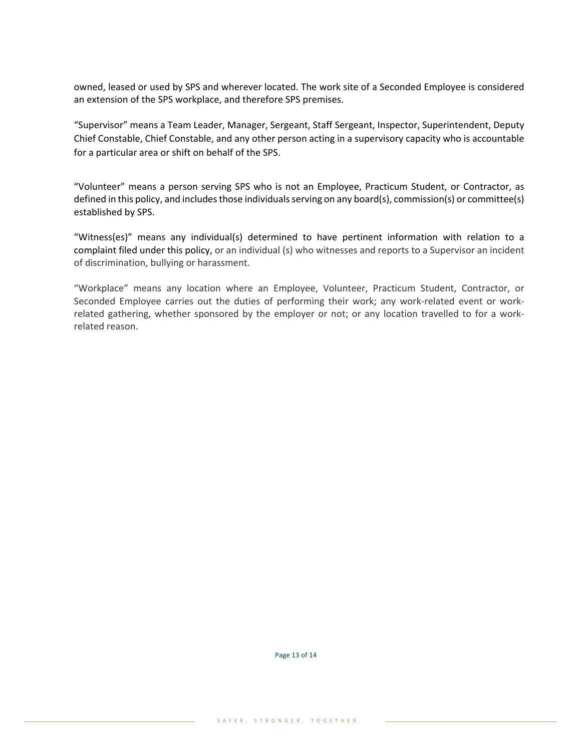owned, leased or used by SPS and wherever located. The work site of a Seconded Employee is considered an extension of the SPS workplace, and therefore SPS premises.

"Supervisor" means a Team Leader, Manager, Sergeant, Staff Sergeant, Inspector, Superintendent, Deputy Chief Constable, Chief Constable, and any other person acting in a supervisory capacity who is accountable for a particular area or shift on behalf of the SPS.

"Volunteer" means a person serving SPS who is not an Employee, Practicum Student, or Contractor, as defined in this policy, and includes those individuals serving on any board(s), commission(s) or committee(s) established by SPS.

"Witness(es)" means any individual(s) determined to have pertinent information with relation to a complaint filed under this policy, or an individual (s) who witnesses and reports to a Supervisor an incident of discrimination, bullying or harassment.

"Workplace" means any location where an Employee, Volunteer, Practicum Student, Contractor, or Seconded Employee carries out the duties of performing their work; any work-related event or work-related gathering, whether sponsored by the employer or not; or any location travelled to for a work-related reason.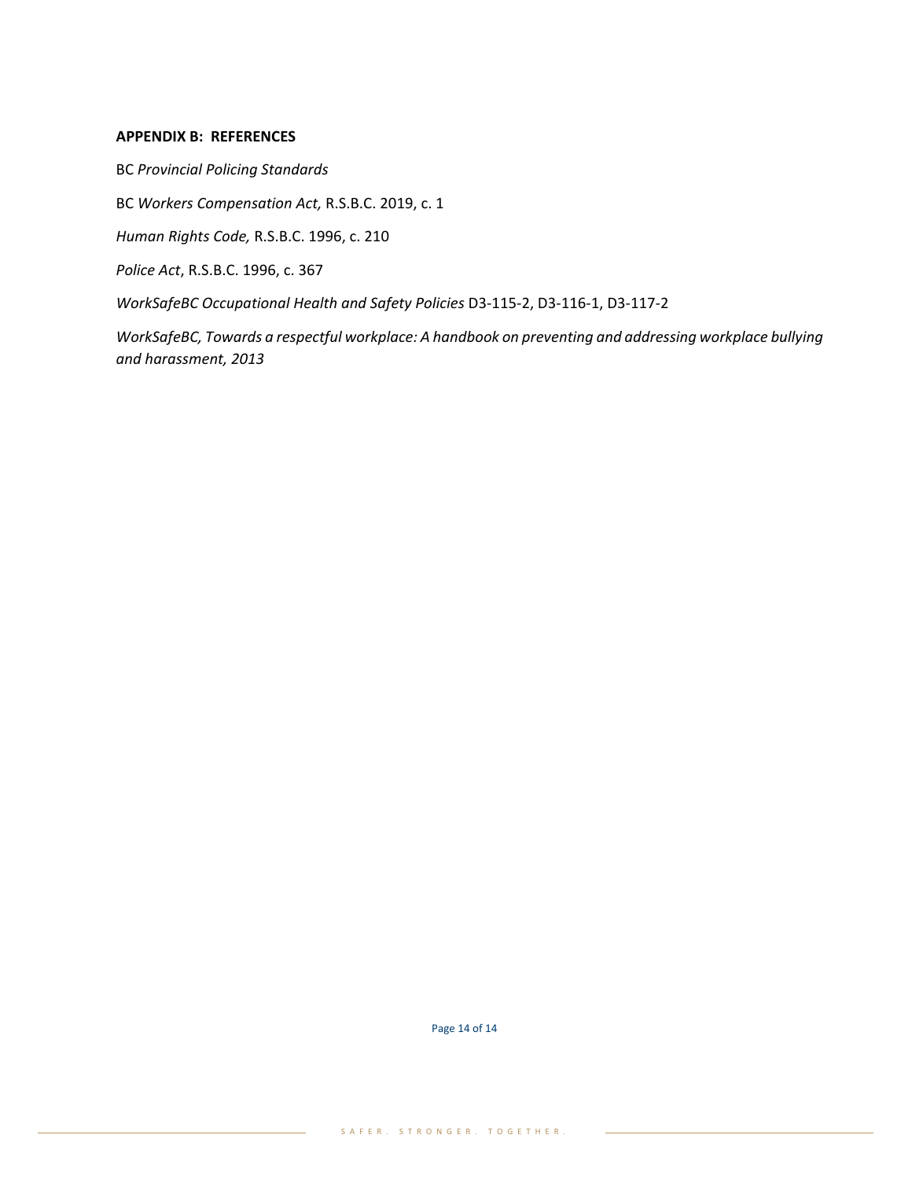## APPENDIX B: REFERENCES

BC *Provincial Policing Standards*

BC *Workers Compensation Act,* R.S.B.C. 2019, c. 1

*Human Rights Code,* R.S.B.C. 1996, c. 210

*Police Act*, R.S.B.C. 1996, c. 367

*WorkSafeBC Occupational Health and Safety Policies* D3-115-2, D3-116-1, D3-117-2

*WorkSafeBC, Towards a respectful workplace: A handbook on preventing and addressing workplace bullying and harassment, 2013*